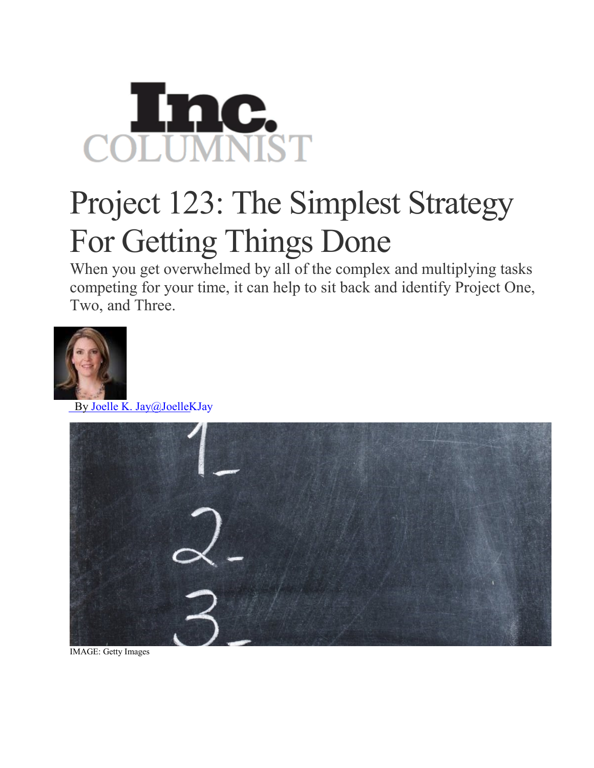Inc. COLUMNIST

# Project 123: The Simplest Strategy For Getting Things Done

When you get overwhelmed by all of the complex and multiplying tasks competing for your time, it can help to sit back and identify Project One, Two, and Three.

By Joelle K. Jay@JoelleKJay

IMAGE: Getty Images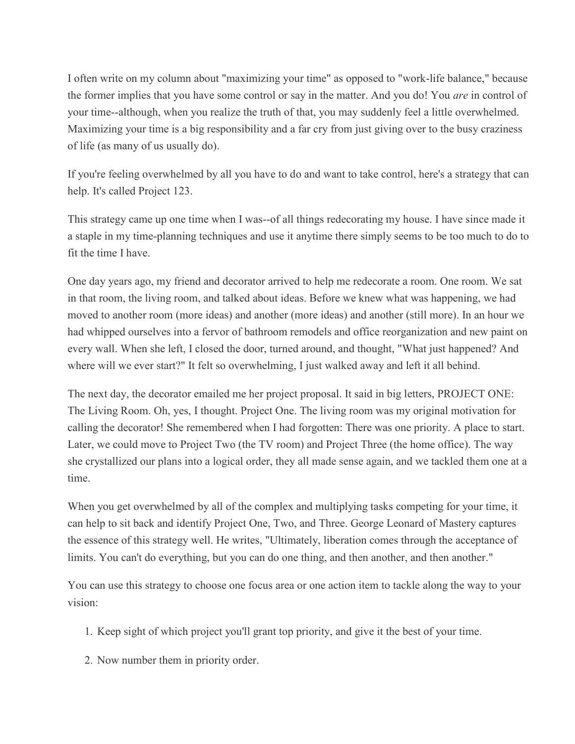I often write on my column about "maximizing your time" as opposed to "work-life balance," because the former implies that you have some control or say in the matter. And you do! You *are* in control of your time--although, when you realize the truth of that, you may suddenly feel a little overwhelmed. Maximizing your time is a big responsibility and a far cry from just giving over to the busy craziness of life (as many of us usually do).

If you're feeling overwhelmed by all you have to do and want to take control, here's a strategy that can help. It's called Project 123.

This strategy came up one time when I was--of all things redecorating my house. I have since made it a staple in my time-planning techniques and use it anytime there simply seems to be too much to do to fit the time I have.

One day years ago, my friend and decorator arrived to help me redecorate a room. One room. We sat in that room, the living room, and talked about ideas. Before we knew what was happening, we had moved to another room (more ideas) and another (more ideas) and another (still more). In an hour we had whipped ourselves into a fervor of bathroom remodels and office reorganization and new paint on every wall. When she left, I closed the door, turned around, and thought, "What just happened? And where will we ever start?" It felt so overwhelming, I just walked away and left it all behind.

The next day, the decorator emailed me her project proposal. It said in big letters, PROJECT ONE: The Living Room. Oh, yes, I thought. Project One. The living room was my original motivation for calling the decorator! She remembered when I had forgotten: There was one priority. A place to start. Later, we could move to Project Two (the TV room) and Project Three (the home office). The way she crystallized our plans into a logical order, they all made sense again, and we tackled them one at a time.

When you get overwhelmed by all of the complex and multiplying tasks competing for your time, it can help to sit back and identify Project One, Two, and Three. George Leonard of Mastery captures the essence of this strategy well. He writes, "Ultimately, liberation comes through the acceptance of limits. You can't do everything, but you can do one thing, and then another, and then another."

You can use this strategy to choose one focus area or one action item to tackle along the way to your vision:

1. Keep sight of which project you'll grant top priority, and give it the best of your time.
2. Now number them in priority order.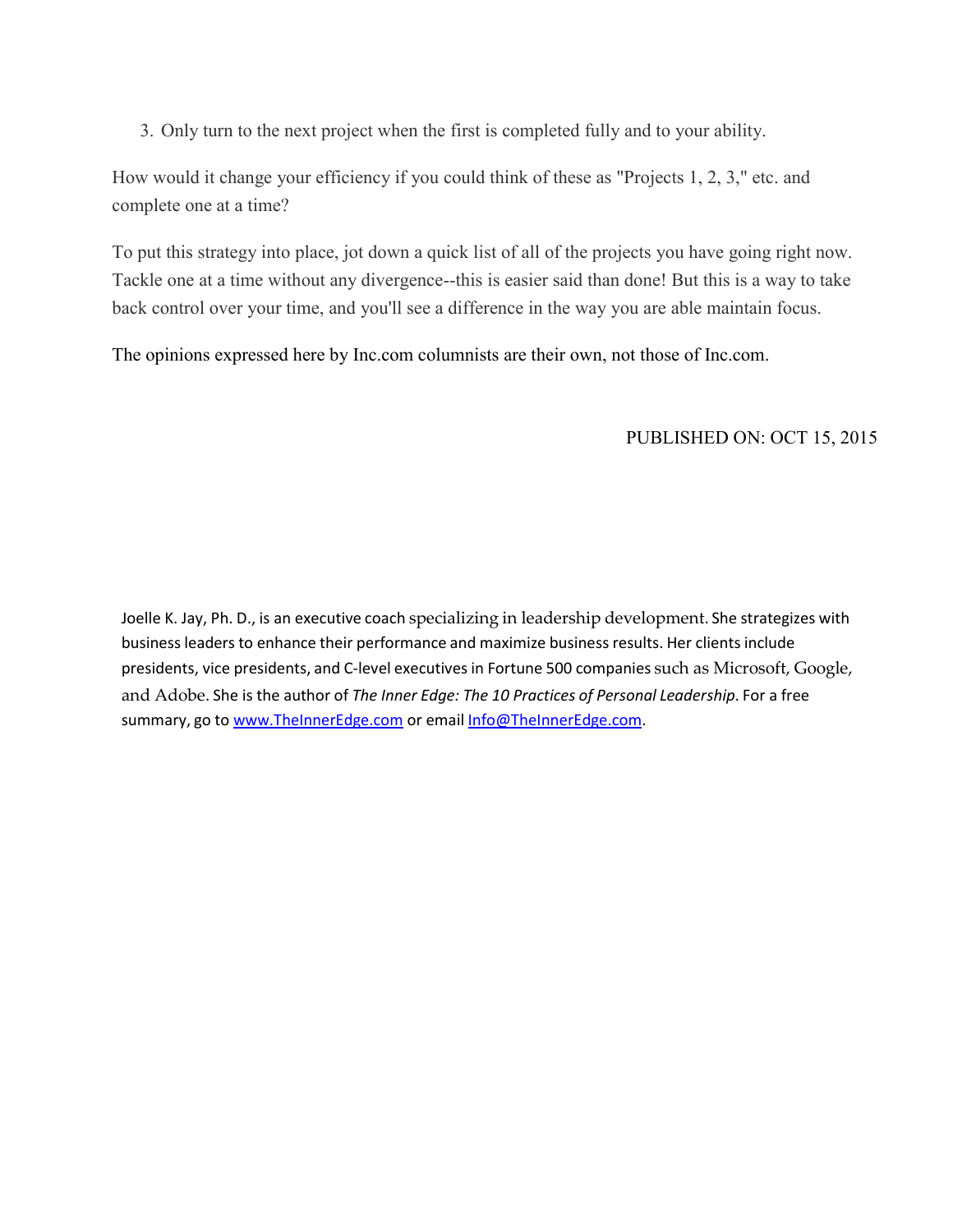3. Only turn to the next project when the first is completed fully and to your ability.

How would it change your efficiency if you could think of these as "Projects 1, 2, 3," etc. and complete one at a time?

To put this strategy into place, jot down a quick list of all of the projects you have going right now. Tackle one at a time without any divergence--this is easier said than done! But this is a way to take back control over your time, and you'll see a difference in the way you are able maintain focus.

The opinions expressed here by Inc.com columnists are their own, not those of Inc.com.

PUBLISHED ON: OCT 15, 2015

Joelle K. Jay, Ph. D., is an executive coach specializing in leadership development. She strategizes with business leaders to enhance their performance and maximize business results. Her clients include presidents, vice presidents, and C-level executives in Fortune 500 companies such as Microsoft, Google, and Adobe. She is the author of *The Inner Edge: The 10 Practices of Personal Leadership*. For a free summary, go to [www.TheInnerEdge.com](http://www.TheInnerEdge.com) or email [Info@TheInnerEdge.com](mailto:Info@TheInnerEdge.com).